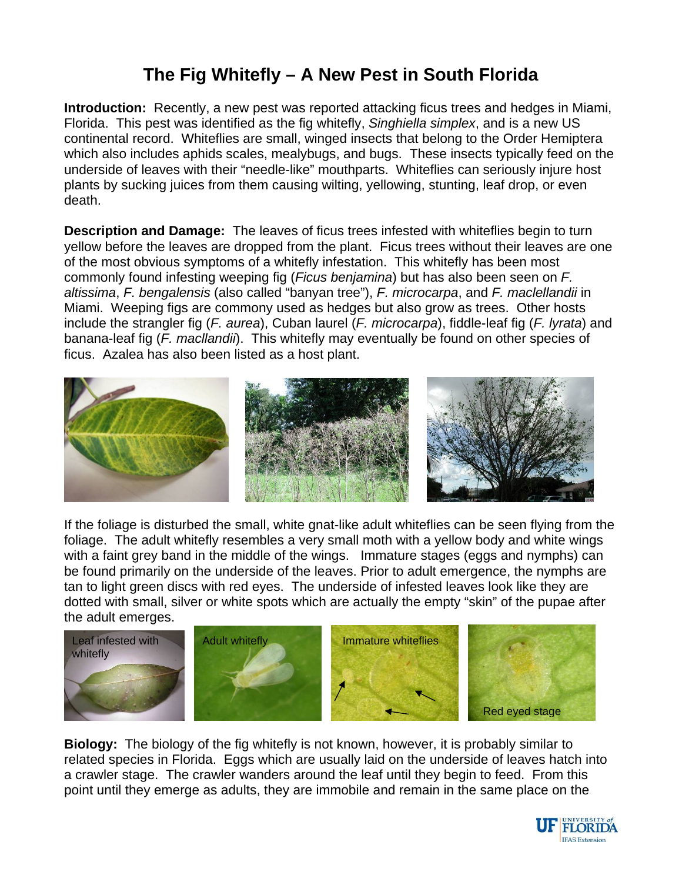# The Fig Whitefly – A New Pest in South Florida

**Introduction:** Recently, a new pest was reported attacking ficus trees and hedges in Miami, Florida. This pest was identified as the fig whitefly, *Singhiella simplex*, and is a new US continental record. Whiteflies are small, winged insects that belong to the Order Hemiptera which also includes aphids scales, mealybugs, and bugs. These insects typically feed on the underside of leaves with their "needle-like" mouthparts. Whiteflies can seriously injure host plants by sucking juices from them causing wilting, yellowing, stunting, leaf drop, or even death.

**Description and Damage:** The leaves of ficus trees infested with whiteflies begin to turn yellow before the leaves are dropped from the plant. Ficus trees without their leaves are one of the most obvious symptoms of a whitefly infestation. This whitefly has been most commonly found infesting weeping fig (*Ficus benjamina*) but has also been seen on *F. altissima*, *F. bengalensis* (also called "banyan tree"), *F. microcarpa*, and *F. maclellandii* in Miami. Weeping figs are common used as hedges but also grow as trees. Other hosts include the strangler fig (*F. aurea*), Cuban laurel (*F. microcarpa*), fiddle-leaf fig (*F. lyrata*) and banana-leaf fig (*F. macllandii*). This whitefly may eventually be found on other species of ficus. Azalea has also been listed as a host plant.

If the foliage is disturbed the small, white gnat-like adult whiteflies can be seen flying from the foliage. The adult whitefly resembles a very small moth with a yellow body and white wings with a faint grey band in the middle of the wings. Immature stages (eggs and nymphs) can be found primarily on the underside of the leaves. Prior to adult emergence, the nymphs are tan to light green discs with red eyes. The underside of infested leaves look like they are dotted with small, silver or white spots which are actually the empty "skin" of the pupae after the adult emerges.

Leaf infested with whitefly

Adult whitefly

Immature whiteflies

Red eyed stage

**Biology:** The biology of the fig whitefly is not known, however, it is probably similar to related species in Florida. Eggs which are usually laid on the underside of leaves hatch into a crawler stage. The crawler wanders around the leaf until they begin to feed. From this point until they emerge as adults, they are immobile and remain in the same place on the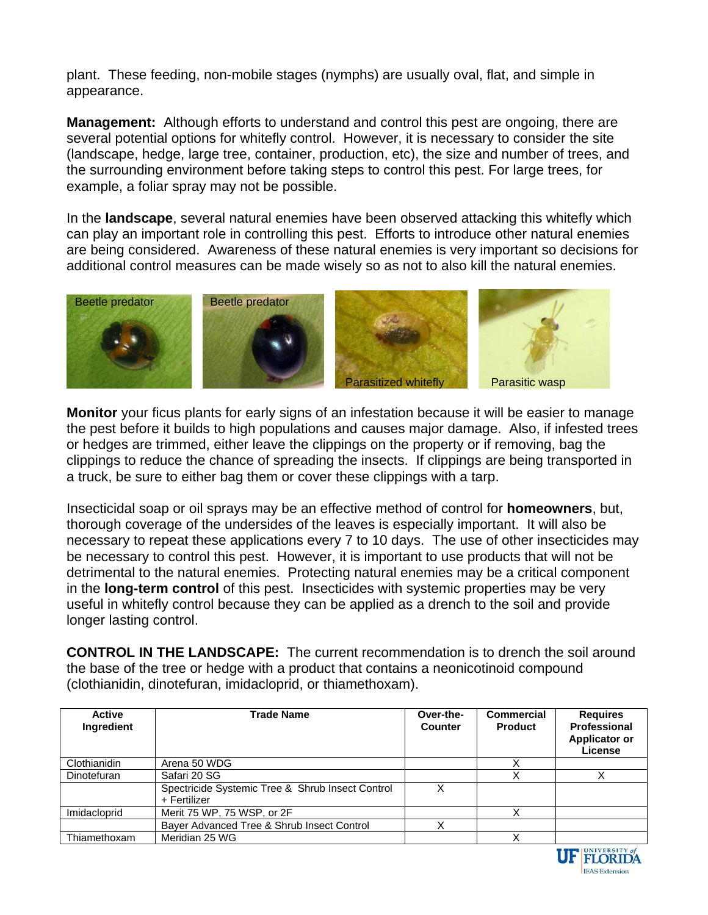plant. These feeding, non-mobile stages (nymphs) are usually oval, flat, and simple in appearance.

**Management:** Although efforts to understand and control this pest are ongoing, there are several potential options for whitefly control. However, it is necessary to consider the site (landscape, hedge, large tree, container, production, etc), the size and number of trees, and the surrounding environment before taking steps to control this pest. For large trees, for example, a foliar spray may not be possible.

In the **landscape**, several natural enemies have been observed attacking this whitefly which can play an important role in controlling this pest. Efforts to introduce other natural enemies are being considered. Awareness of these natural enemies is very important so decisions for additional control measures can be made wisely so as not to also kill the natural enemies.

Beetle predator

Beetle predator

Parasitized whitefly

Parasitic wasp

**Monitor** your ficus plants for early signs of an infestation because it will be easier to manage the pest before it builds to high populations and causes major damage. Also, if infested trees or hedges are trimmed, either leave the clippings on the property or if removing, bag the clippings to reduce the chance of spreading the insects. If clippings are being transported in a truck, be sure to either bag them or cover these clippings with a tarp.

Insecticidal soap or oil sprays may be an effective method of control for **homeowners**, but, thorough coverage of the undersides of the leaves is especially important. It will also be necessary to repeat these applications every 7 to 10 days. The use of other insecticides may be necessary to control this pest. However, it is important to use products that will not be detrimental to the natural enemies. Protecting natural enemies may be a critical component in the **long-term control** of this pest. Insecticides with systemic properties may be very useful in whitefly control because they can be applied as a drench to the soil and provide longer lasting control.

**CONTROL IN THE LANDSCAPE:** The current recommendation is to drench the soil around the base of the tree or hedge with a product that contains a neonicotinoid compound (clothianidin, dinotefuran, imidacloprid, or thiamethoxam).

| Active Ingredient | Trade Name | Over-the-Counter | Commercial Product | Requires Professional Applicator or License |
|---|---|---|---|---|
| Clothianidin | Arena 50 WDG | | X | |
| Dinotefuran | Safari 20 SG | | X | X |
| | Spectricide Systemic Tree & Shrub Insect Control + Fertilizer | X | | |
| Imidacloprid | Merit 75 WP, 75 WSP, or 2F | | X | |
| | Bayer Advanced Tree & Shrub Insect Control | X | | |
| Thiamethoxam | Meridian 25 WG | | X | |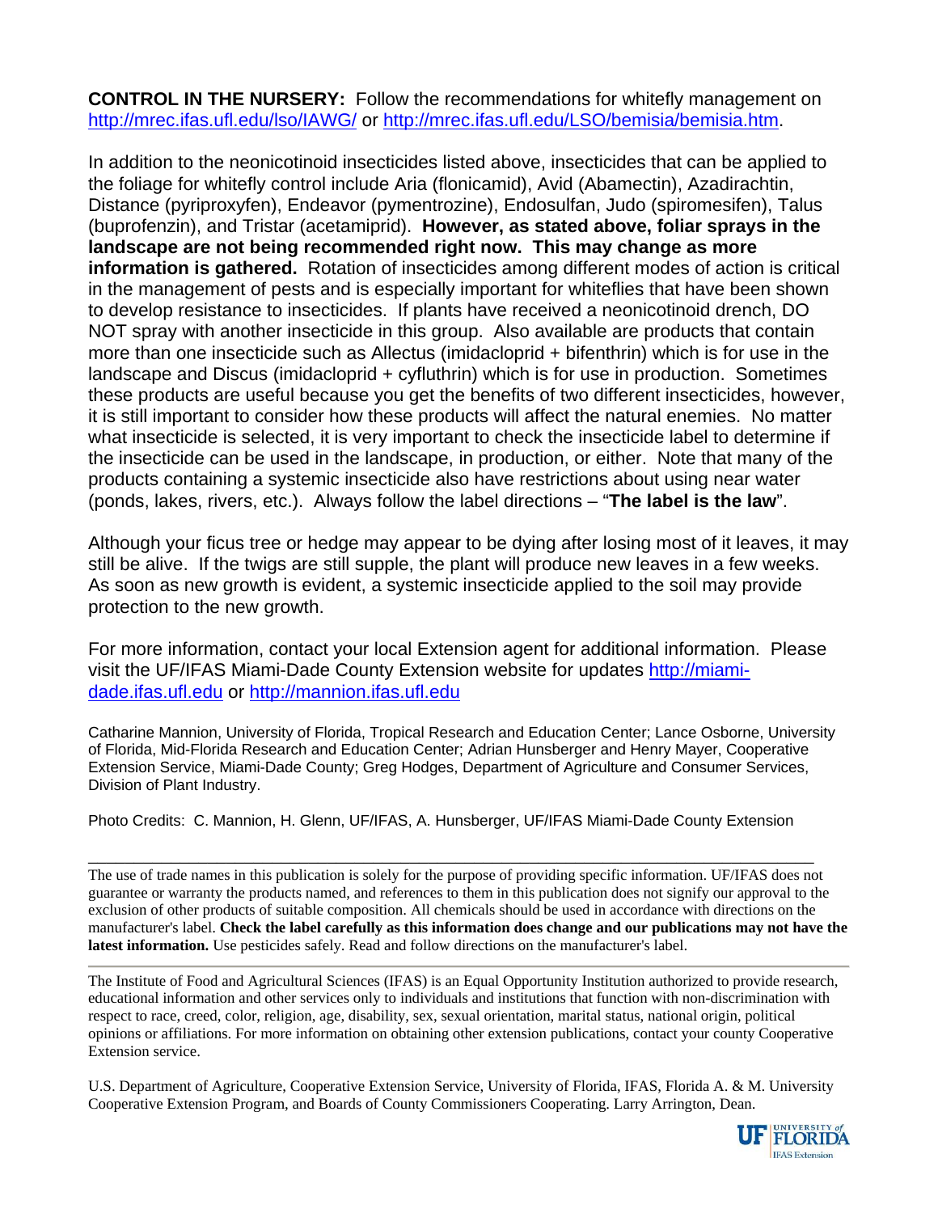**CONTROL IN THE NURSERY:** Follow the recommendations for whitefly management on http://mrec.ifas.ufl.edu/lso/IAWG/ or http://mrec.ifas.ufl.edu/LSO/bemisia/bemisia.htm.

In addition to the neonicotinoid insecticides listed above, insecticides that can be applied to the foliage for whitefly control include Aria (flonicamid), Avid (Abamectin), Azadirachtin, Distance (pyriproxyfen), Endeavor (pymentrozine), Endosulfan, Judo (spiromesifen), Talus (buprofenzin), and Tristar (acetamiprid). **However, as stated above, foliar sprays in the landscape are not being recommended right now. This may change as more information is gathered.** Rotation of insecticides among different modes of action is critical in the management of pests and is especially important for whiteflies that have been shown to develop resistance to insecticides. If plants have received a neonicotinoid drench, DO NOT spray with another insecticide in this group. Also available are products that contain more than one insecticide such as Allectus (imidacloprid + bifenthrin) which is for use in the landscape and Discus (imidacloprid + cyfluthrin) which is for use in production. Sometimes these products are useful because you get the benefits of two different insecticides, however, it is still important to consider how these products will affect the natural enemies. No matter what insecticide is selected, it is very important to check the insecticide label to determine if the insecticide can be used in the landscape, in production, or either. Note that many of the products containing a systemic insecticide also have restrictions about using near water (ponds, lakes, rivers, etc.). Always follow the label directions – "**The label is the law**".

Although your ficus tree or hedge may appear to be dying after losing most of it leaves, it may still be alive. If the twigs are still supple, the plant will produce new leaves in a few weeks. As soon as new growth is evident, a systemic insecticide applied to the soil may provide protection to the new growth.

For more information, contact your local Extension agent for additional information. Please visit the UF/IFAS Miami-Dade County Extension website for updates http://miami-dade.ifas.ufl.edu or http://mannion.ifas.ufl.edu

Catharine Mannion, University of Florida, Tropical Research and Education Center; Lance Osborne, University of Florida, Mid-Florida Research and Education Center; Adrian Hunsberger and Henry Mayer, Cooperative Extension Service, Miami-Dade County; Greg Hodges, Department of Agriculture and Consumer Services, Division of Plant Industry.

Photo Credits: C. Mannion, H. Glenn, UF/IFAS, A. Hunsberger, UF/IFAS Miami-Dade County Extension

---

The use of trade names in this publication is solely for the purpose of providing specific information. UF/IFAS does not guarantee or warranty the products named, and references to them in this publication does not signify our approval to the exclusion of other products of suitable composition. All chemicals should be used in accordance with directions on the manufacturer's label. **Check the label carefully as this information does change and our publications may not have the latest information.** Use pesticides safely. Read and follow directions on the manufacturer's label.

---

The Institute of Food and Agricultural Sciences (IFAS) is an Equal Opportunity Institution authorized to provide research, educational information and other services only to individuals and institutions that function with non-discrimination with respect to race, creed, color, religion, age, disability, sex, sexual orientation, marital status, national origin, political opinions or affiliations. For more information on obtaining other extension publications, contact your county Cooperative Extension service.

U.S. Department of Agriculture, Cooperative Extension Service, University of Florida, IFAS, Florida A. & M. University Cooperative Extension Program, and Boards of County Commissioners Cooperating. Larry Arrington, Dean.

UF UNIVERSITY of FLORIDA IFAS Extension